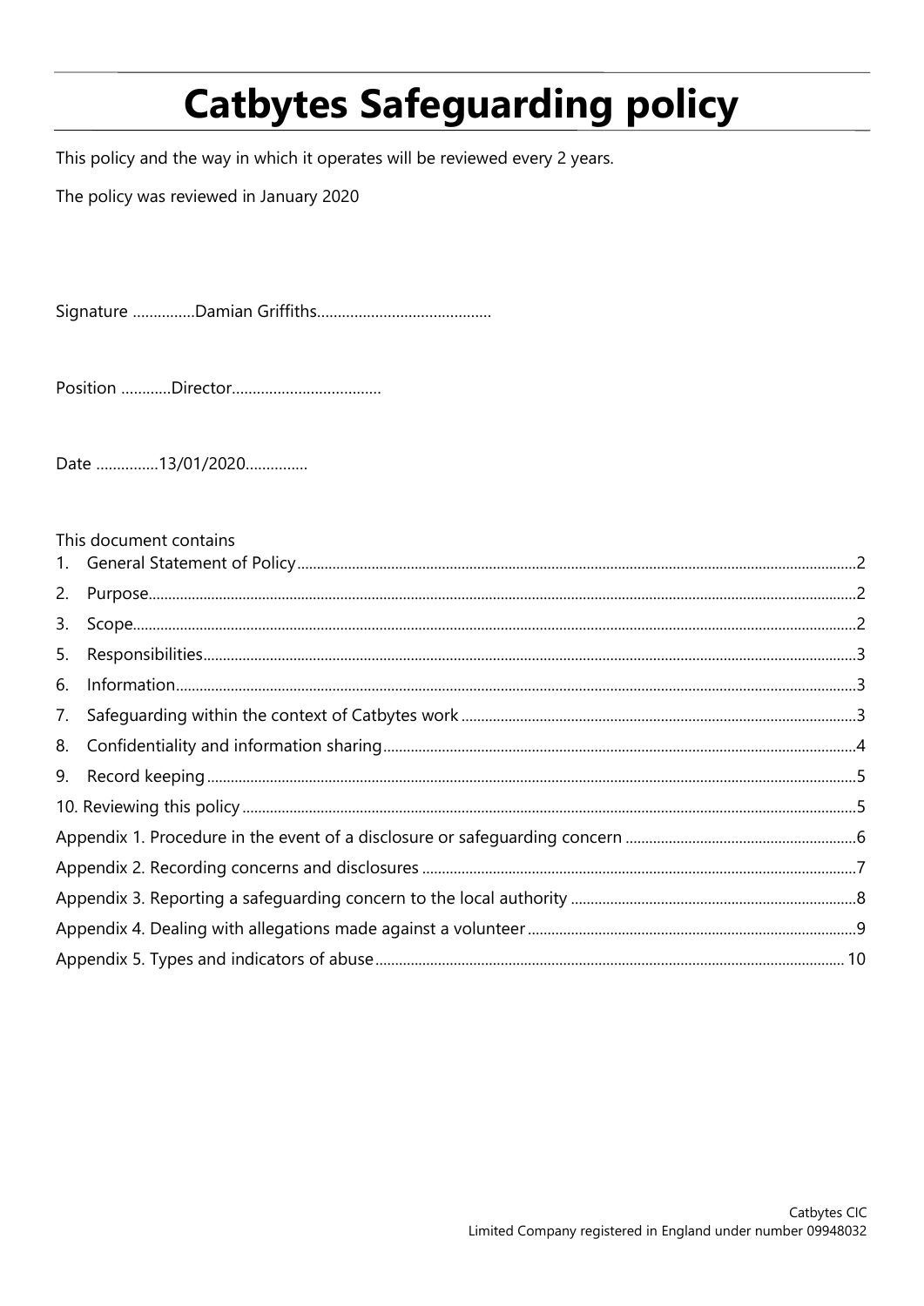# Catbytes Safeguarding policy

This policy and the way in which it operates will be reviewed every 2 years.

The policy was reviewed in January 2020

Signature ...............Damian Griffiths..........................................

Position ............Director....................................

Date ...............13/01/2020...............

This document contains

1. General Statement of Policy ........................................ 2
2. Purpose ........................................ 2
3. Scope ........................................ 2
5. Responsibilities ........................................ 3
6. Information ........................................ 3
7. Safeguarding within the context of Catbytes work ........................................ 3
8. Confidentiality and information sharing ........................................ 4
9. Record keeping ........................................ 5

10. Reviewing this policy ........................................ 5

Appendix 1. Procedure in the event of a disclosure or safeguarding concern ........................................ 6

Appendix 2. Recording concerns and disclosures ........................................ 7

Appendix 3. Reporting a safeguarding concern to the local authority ........................................ 8

Appendix 4. Dealing with allegations made against a volunteer ........................................ 9

Appendix 5. Types and indicators of abuse ........................................ 10

Catbytes CIC
Limited Company registered in England under number 09948032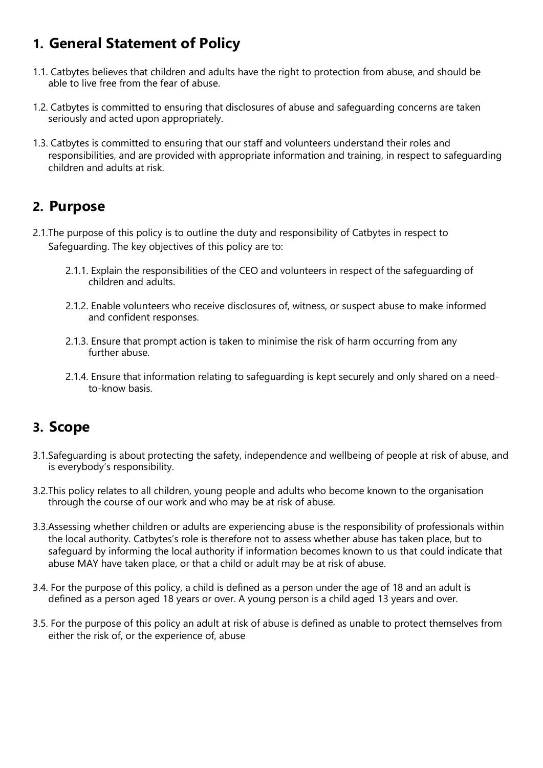## 1. General Statement of Policy

1.1. Catbytes believes that children and adults have the right to protection from abuse, and should be able to live free from the fear of abuse.

1.2. Catbytes is committed to ensuring that disclosures of abuse and safeguarding concerns are taken seriously and acted upon appropriately.

1.3. Catbytes is committed to ensuring that our staff and volunteers understand their roles and responsibilities, and are provided with appropriate information and training, in respect to safeguarding children and adults at risk.

## 2. Purpose

2.1. The purpose of this policy is to outline the duty and responsibility of Catbytes in respect to Safeguarding. The key objectives of this policy are to:

- 2.1.1. Explain the responsibilities of the CEO and volunteers in respect of the safeguarding of children and adults.
- 2.1.2. Enable volunteers who receive disclosures of, witness, or suspect abuse to make informed and confident responses.
- 2.1.3. Ensure that prompt action is taken to minimise the risk of harm occurring from any further abuse.
- 2.1.4. Ensure that information relating to safeguarding is kept securely and only shared on a need-to-know basis.

## 3. Scope

3.1. Safeguarding is about protecting the safety, independence and wellbeing of people at risk of abuse, and is everybody's responsibility.

3.2. This policy relates to all children, young people and adults who become known to the organisation through the course of our work and who may be at risk of abuse.

3.3. Assessing whether children or adults are experiencing abuse is the responsibility of professionals within the local authority. Catbytes's role is therefore not to assess whether abuse has taken place, but to safeguard by informing the local authority if information becomes known to us that could indicate that abuse MAY have taken place, or that a child or adult may be at risk of abuse.

3.4. For the purpose of this policy, a child is defined as a person under the age of 18 and an adult is defined as a person aged 18 years or over. A young person is a child aged 13 years and over.

3.5. For the purpose of this policy an adult at risk of abuse is defined as unable to protect themselves from either the risk of, or the experience of, abuse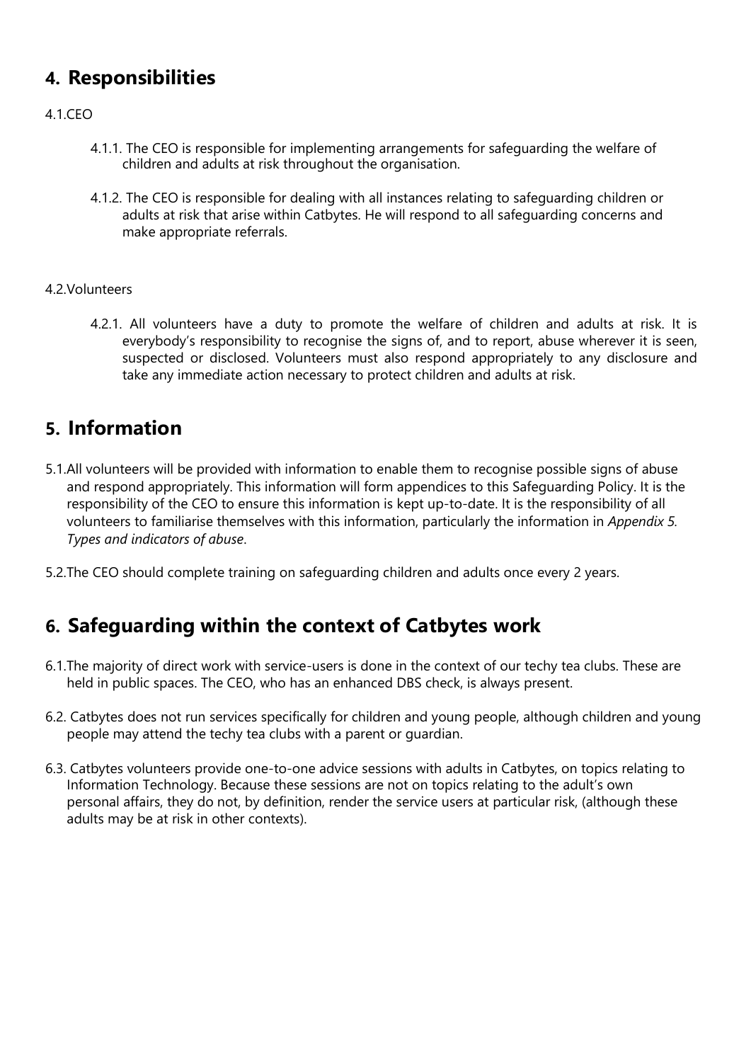## 4. Responsibilities

4.1.CEO

4.1.1. The CEO is responsible for implementing arrangements for safeguarding the welfare of children and adults at risk throughout the organisation.

4.1.2. The CEO is responsible for dealing with all instances relating to safeguarding children or adults at risk that arise within Catbytes. He will respond to all safeguarding concerns and make appropriate referrals.

4.2.Volunteers

4.2.1. All volunteers have a duty to promote the welfare of children and adults at risk. It is everybody's responsibility to recognise the signs of, and to report, abuse wherever it is seen, suspected or disclosed. Volunteers must also respond appropriately to any disclosure and take any immediate action necessary to protect children and adults at risk.

## 5. Information

5.1.All volunteers will be provided with information to enable them to recognise possible signs of abuse and respond appropriately. This information will form appendices to this Safeguarding Policy. It is the responsibility of the CEO to ensure this information is kept up-to-date. It is the responsibility of all volunteers to familiarise themselves with this information, particularly the information in *Appendix 5. Types and indicators of abuse*.

5.2.The CEO should complete training on safeguarding children and adults once every 2 years.

## 6. Safeguarding within the context of Catbytes work

6.1.The majority of direct work with service-users is done in the context of our techy tea clubs. These are held in public spaces. The CEO, who has an enhanced DBS check, is always present.

6.2. Catbytes does not run services specifically for children and young people, although children and young people may attend the techy tea clubs with a parent or guardian.

6.3. Catbytes volunteers provide one-to-one advice sessions with adults in Catbytes, on topics relating to Information Technology. Because these sessions are not on topics relating to the adult's own personal affairs, they do not, by definition, render the service users at particular risk, (although these adults may be at risk in other contexts).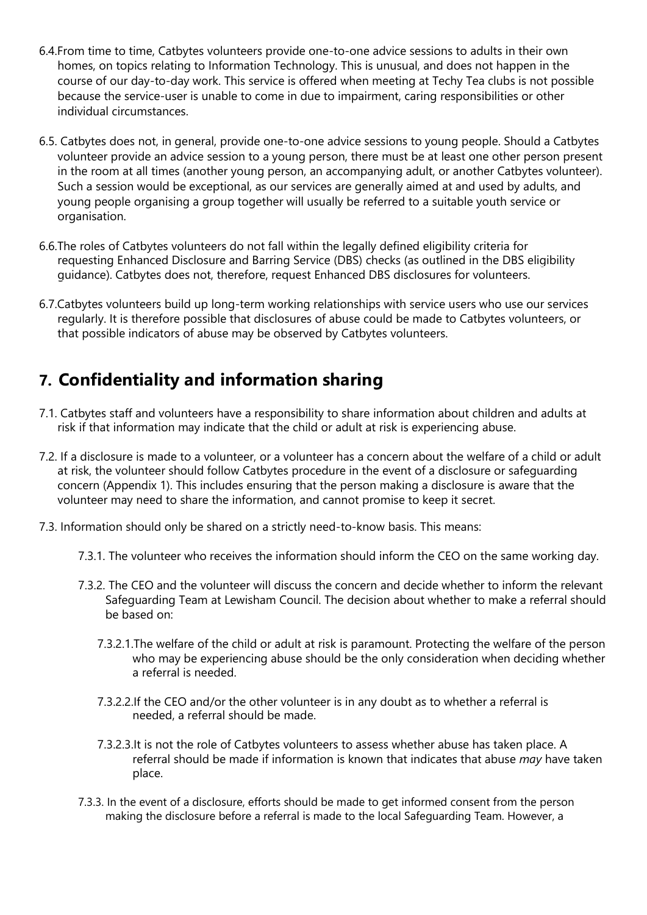6.4.From time to time, Catbytes volunteers provide one-to-one advice sessions to adults in their own homes, on topics relating to Information Technology. This is unusual, and does not happen in the course of our day-to-day work. This service is offered when meeting at Techy Tea clubs is not possible because the service-user is unable to come in due to impairment, caring responsibilities or other individual circumstances.

6.5. Catbytes does not, in general, provide one-to-one advice sessions to young people. Should a Catbytes volunteer provide an advice session to a young person, there must be at least one other person present in the room at all times (another young person, an accompanying adult, or another Catbytes volunteer). Such a session would be exceptional, as our services are generally aimed at and used by adults, and young people organising a group together will usually be referred to a suitable youth service or organisation.

6.6.The roles of Catbytes volunteers do not fall within the legally defined eligibility criteria for requesting Enhanced Disclosure and Barring Service (DBS) checks (as outlined in the DBS eligibility guidance). Catbytes does not, therefore, request Enhanced DBS disclosures for volunteers.

6.7.Catbytes volunteers build up long-term working relationships with service users who use our services regularly. It is therefore possible that disclosures of abuse could be made to Catbytes volunteers, or that possible indicators of abuse may be observed by Catbytes volunteers.

## 7. Confidentiality and information sharing

7.1. Catbytes staff and volunteers have a responsibility to share information about children and adults at risk if that information may indicate that the child or adult at risk is experiencing abuse.

7.2. If a disclosure is made to a volunteer, or a volunteer has a concern about the welfare of a child or adult at risk, the volunteer should follow Catbytes procedure in the event of a disclosure or safeguarding concern (Appendix 1). This includes ensuring that the person making a disclosure is aware that the volunteer may need to share the information, and cannot promise to keep it secret.

7.3. Information should only be shared on a strictly need-to-know basis. This means:

7.3.1. The volunteer who receives the information should inform the CEO on the same working day.

7.3.2. The CEO and the volunteer will discuss the concern and decide whether to inform the relevant Safeguarding Team at Lewisham Council. The decision about whether to make a referral should be based on:

7.3.2.1.The welfare of the child or adult at risk is paramount. Protecting the welfare of the person who may be experiencing abuse should be the only consideration when deciding whether a referral is needed.

7.3.2.2.If the CEO and/or the other volunteer is in any doubt as to whether a referral is needed, a referral should be made.

7.3.2.3.It is not the role of Catbytes volunteers to assess whether abuse has taken place. A referral should be made if information is known that indicates that abuse *may* have taken place.

7.3.3. In the event of a disclosure, efforts should be made to get informed consent from the person making the disclosure before a referral is made to the local Safeguarding Team. However, a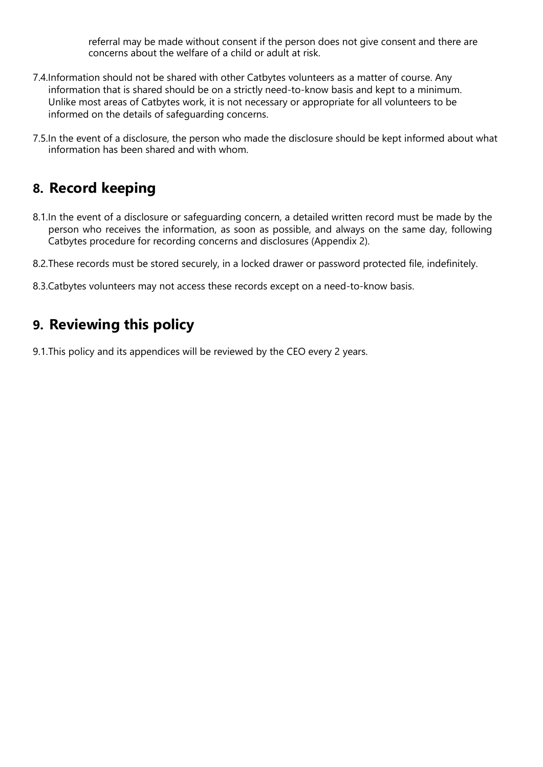referral may be made without consent if the person does not give consent and there are concerns about the welfare of a child or adult at risk.

7.4. Information should not be shared with other Catbytes volunteers as a matter of course. Any information that is shared should be on a strictly need-to-know basis and kept to a minimum. Unlike most areas of Catbytes work, it is not necessary or appropriate for all volunteers to be informed on the details of safeguarding concerns.

7.5. In the event of a disclosure, the person who made the disclosure should be kept informed about what information has been shared and with whom.

## 8. Record keeping

8.1. In the event of a disclosure or safeguarding concern, a detailed written record must be made by the person who receives the information, as soon as possible, and always on the same day, following Catbytes procedure for recording concerns and disclosures (Appendix 2).

8.2. These records must be stored securely, in a locked drawer or password protected file, indefinitely.

8.3. Catbytes volunteers may not access these records except on a need-to-know basis.

## 9. Reviewing this policy

9.1. This policy and its appendices will be reviewed by the CEO every 2 years.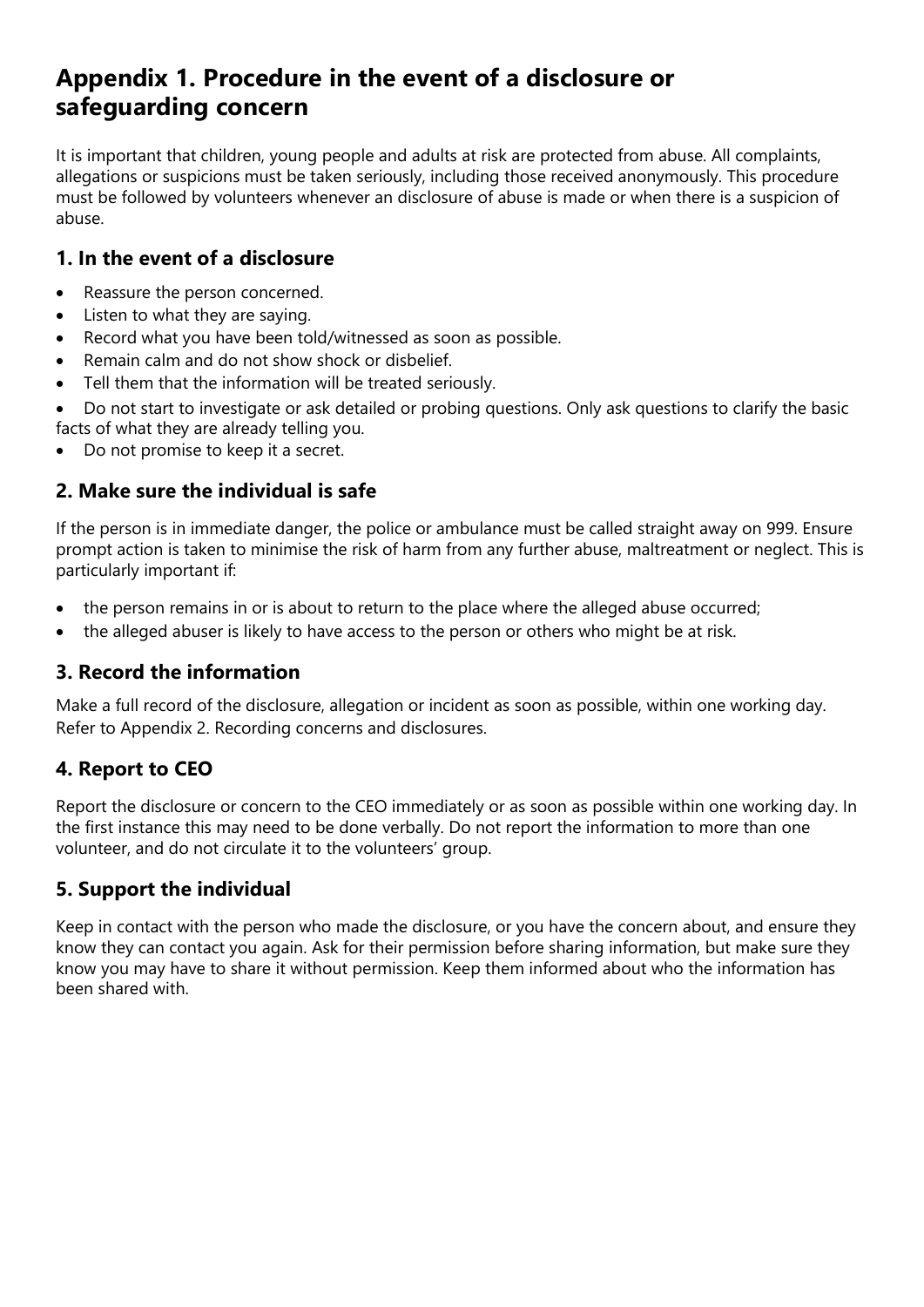# Appendix 1. Procedure in the event of a disclosure or safeguarding concern

It is important that children, young people and adults at risk are protected from abuse. All complaints, allegations or suspicions must be taken seriously, including those received anonymously. This procedure must be followed by volunteers whenever an disclosure of abuse is made or when there is a suspicion of abuse.

## 1. In the event of a disclosure

- Reassure the person concerned.
- Listen to what they are saying.
- Record what you have been told/witnessed as soon as possible.
- Remain calm and do not show shock or disbelief.
- Tell them that the information will be treated seriously.
- Do not start to investigate or ask detailed or probing questions. Only ask questions to clarify the basic facts of what they are already telling you.
- Do not promise to keep it a secret.

## 2. Make sure the individual is safe

If the person is in immediate danger, the police or ambulance must be called straight away on 999. Ensure prompt action is taken to minimise the risk of harm from any further abuse, maltreatment or neglect. This is particularly important if:

- the person remains in or is about to return to the place where the alleged abuse occurred;
- the alleged abuser is likely to have access to the person or others who might be at risk.

## 3. Record the information

Make a full record of the disclosure, allegation or incident as soon as possible, within one working day. Refer to Appendix 2. Recording concerns and disclosures.

## 4. Report to CEO

Report the disclosure or concern to the CEO immediately or as soon as possible within one working day. In the first instance this may need to be done verbally. Do not report the information to more than one volunteer, and do not circulate it to the volunteers' group.

## 5. Support the individual

Keep in contact with the person who made the disclosure, or you have the concern about, and ensure they know they can contact you again. Ask for their permission before sharing information, but make sure they know you may have to share it without permission. Keep them informed about who the information has been shared with.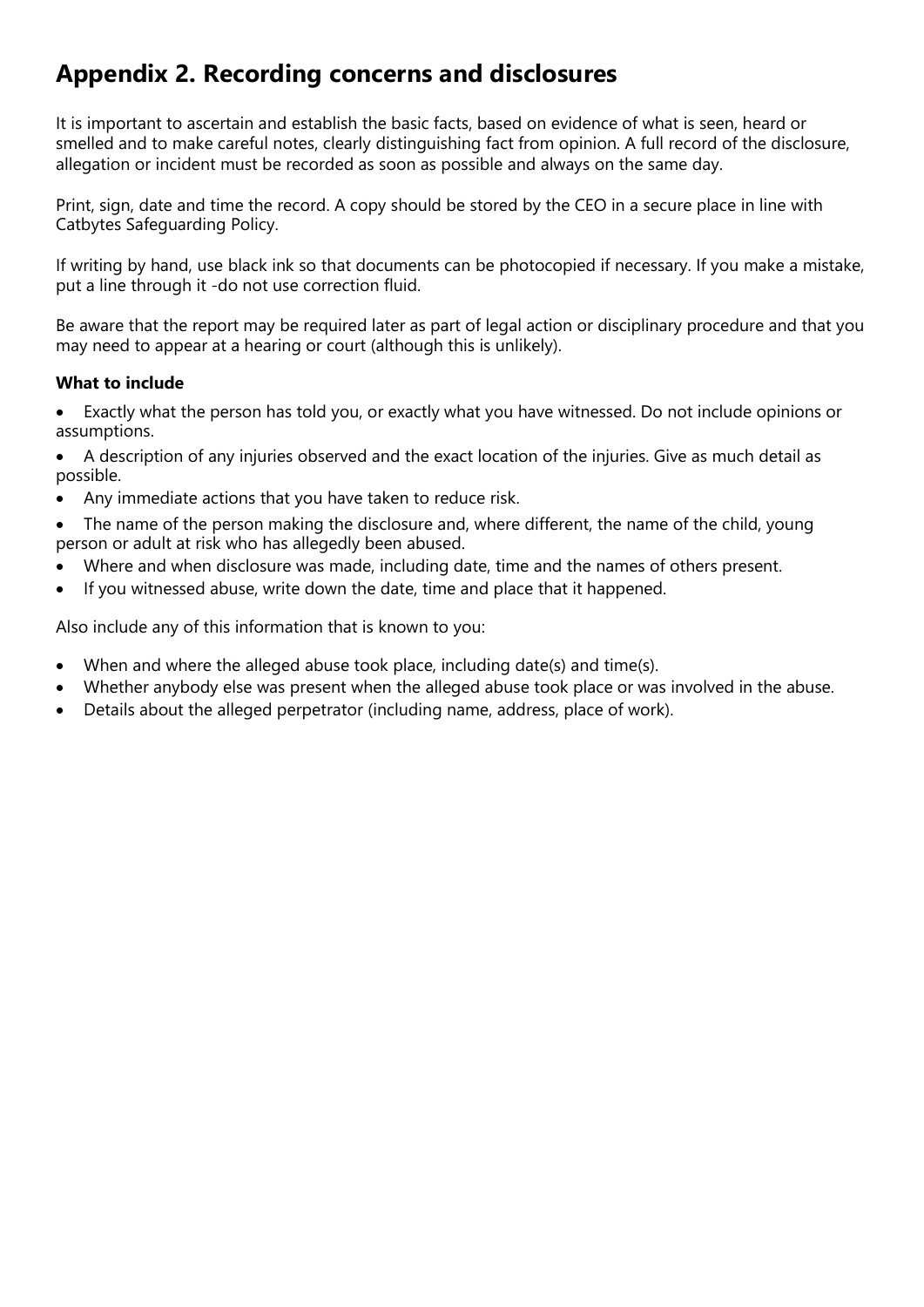# Appendix 2. Recording concerns and disclosures

It is important to ascertain and establish the basic facts, based on evidence of what is seen, heard or smelled and to make careful notes, clearly distinguishing fact from opinion. A full record of the disclosure, allegation or incident must be recorded as soon as possible and always on the same day.

Print, sign, date and time the record. A copy should be stored by the CEO in a secure place in line with Catbytes Safeguarding Policy.

If writing by hand, use black ink so that documents can be photocopied if necessary. If you make a mistake, put a line through it -do not use correction fluid.

Be aware that the report may be required later as part of legal action or disciplinary procedure and that you may need to appear at a hearing or court (although this is unlikely).

**What to include**

- Exactly what the person has told you, or exactly what you have witnessed. Do not include opinions or assumptions.
- A description of any injuries observed and the exact location of the injuries. Give as much detail as possible.
- Any immediate actions that you have taken to reduce risk.
- The name of the person making the disclosure and, where different, the name of the child, young person or adult at risk who has allegedly been abused.
- Where and when disclosure was made, including date, time and the names of others present.
- If you witnessed abuse, write down the date, time and place that it happened.

Also include any of this information that is known to you:

- When and where the alleged abuse took place, including date(s) and time(s).
- Whether anybody else was present when the alleged abuse took place or was involved in the abuse.
- Details about the alleged perpetrator (including name, address, place of work).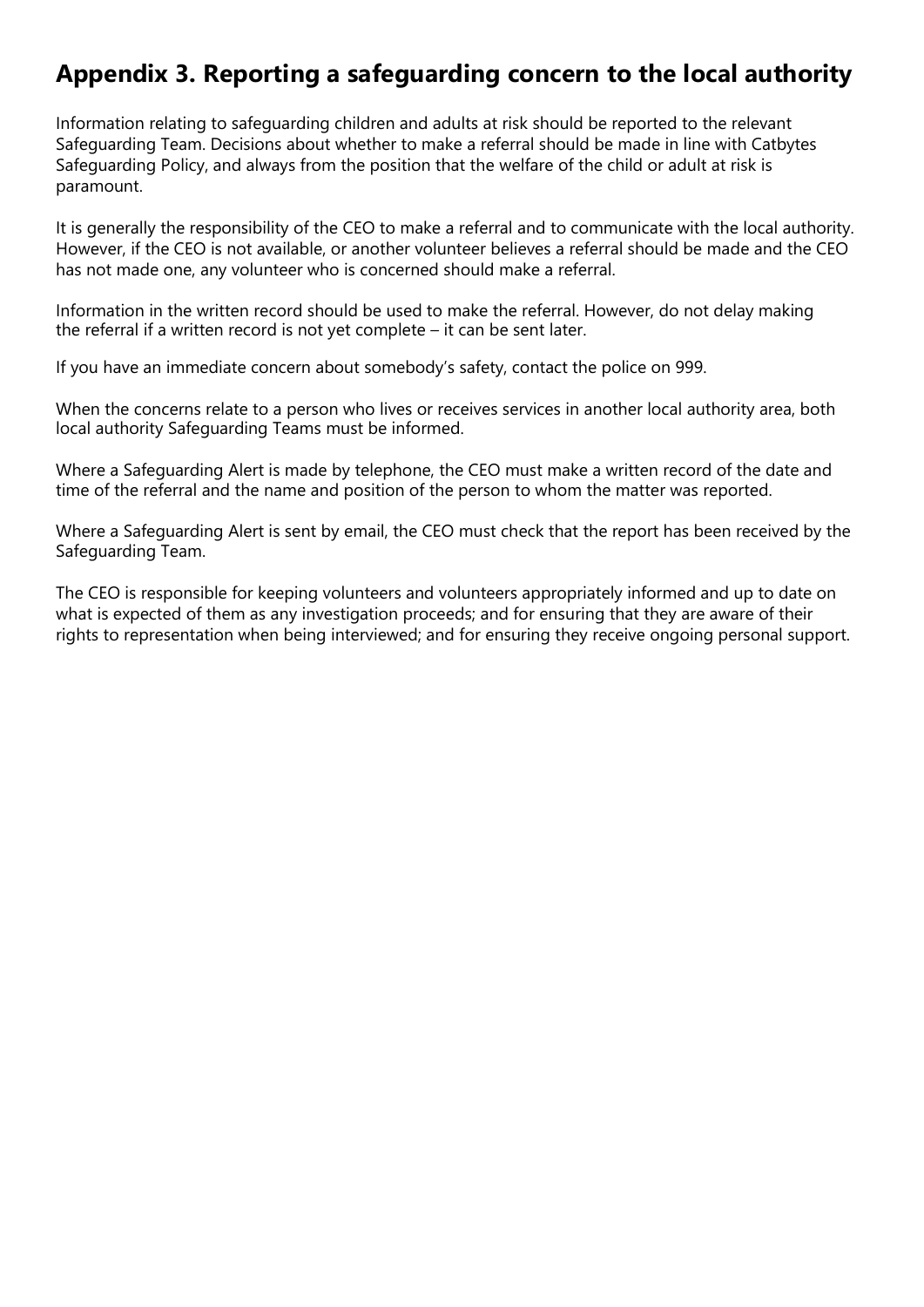# Appendix 3. Reporting a safeguarding concern to the local authority

Information relating to safeguarding children and adults at risk should be reported to the relevant Safeguarding Team. Decisions about whether to make a referral should be made in line with Catbytes Safeguarding Policy, and always from the position that the welfare of the child or adult at risk is paramount.

It is generally the responsibility of the CEO to make a referral and to communicate with the local authority. However, if the CEO is not available, or another volunteer believes a referral should be made and the CEO has not made one, any volunteer who is concerned should make a referral.

Information in the written record should be used to make the referral. However, do not delay making the referral if a written record is not yet complete – it can be sent later.

If you have an immediate concern about somebody's safety, contact the police on 999.

When the concerns relate to a person who lives or receives services in another local authority area, both local authority Safeguarding Teams must be informed.

Where a Safeguarding Alert is made by telephone, the CEO must make a written record of the date and time of the referral and the name and position of the person to whom the matter was reported.

Where a Safeguarding Alert is sent by email, the CEO must check that the report has been received by the Safeguarding Team.

The CEO is responsible for keeping volunteers and volunteers appropriately informed and up to date on what is expected of them as any investigation proceeds; and for ensuring that they are aware of their rights to representation when being interviewed; and for ensuring they receive ongoing personal support.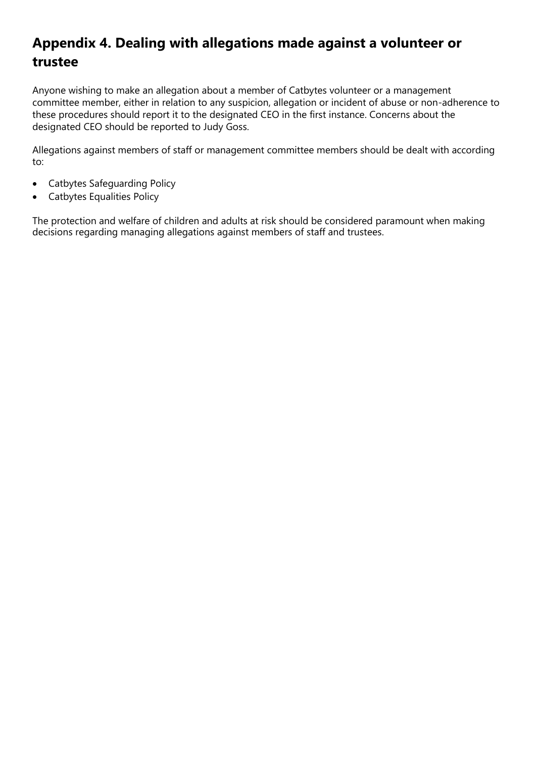## Appendix 4. Dealing with allegations made against a volunteer or trustee

Anyone wishing to make an allegation about a member of Catbytes volunteer or a management committee member, either in relation to any suspicion, allegation or incident of abuse or non-adherence to these procedures should report it to the designated CEO in the first instance. Concerns about the designated CEO should be reported to Judy Goss.

Allegations against members of staff or management committee members should be dealt with according to:

- Catbytes Safeguarding Policy
- Catbytes Equalities Policy

The protection and welfare of children and adults at risk should be considered paramount when making decisions regarding managing allegations against members of staff and trustees.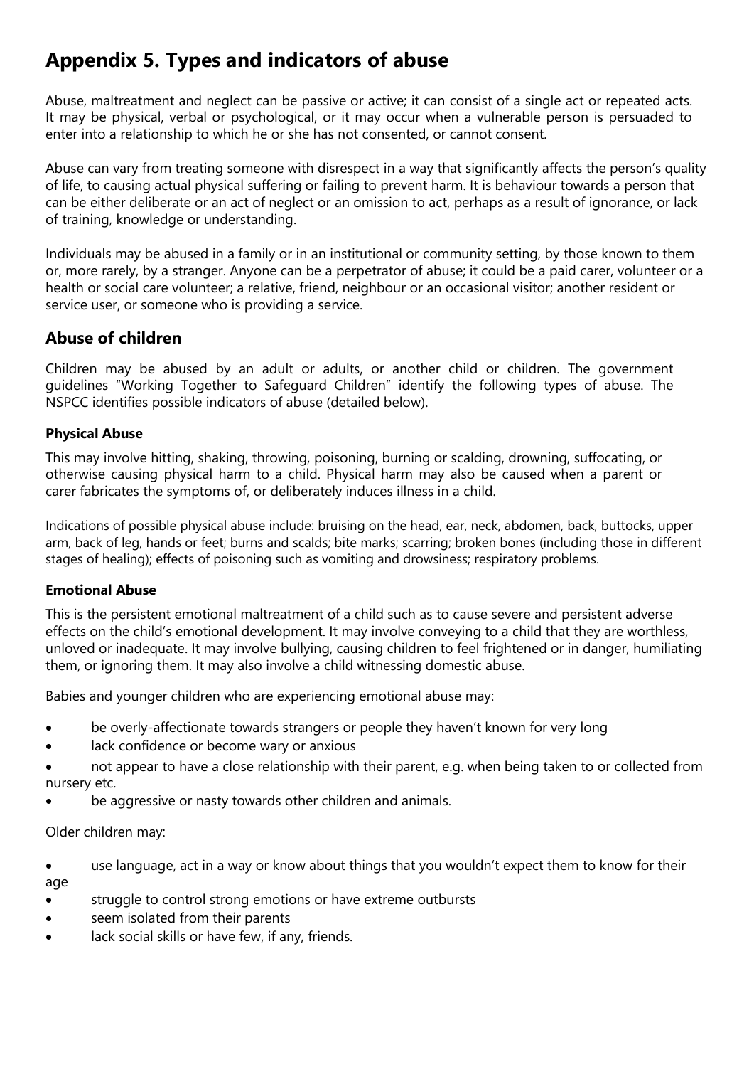# Appendix 5. Types and indicators of abuse

Abuse, maltreatment and neglect can be passive or active; it can consist of a single act or repeated acts. It may be physical, verbal or psychological, or it may occur when a vulnerable person is persuaded to enter into a relationship to which he or she has not consented, or cannot consent.

Abuse can vary from treating someone with disrespect in a way that significantly affects the person's quality of life, to causing actual physical suffering or failing to prevent harm. It is behaviour towards a person that can be either deliberate or an act of neglect or an omission to act, perhaps as a result of ignorance, or lack of training, knowledge or understanding.

Individuals may be abused in a family or in an institutional or community setting, by those known to them or, more rarely, by a stranger. Anyone can be a perpetrator of abuse; it could be a paid carer, volunteer or a health or social care volunteer; a relative, friend, neighbour or an occasional visitor; another resident or service user, or someone who is providing a service.

## Abuse of children

Children may be abused by an adult or adults, or another child or children. The government guidelines "Working Together to Safeguard Children" identify the following types of abuse. The NSPCC identifies possible indicators of abuse (detailed below).

### Physical Abuse

This may involve hitting, shaking, throwing, poisoning, burning or scalding, drowning, suffocating, or otherwise causing physical harm to a child. Physical harm may also be caused when a parent or carer fabricates the symptoms of, or deliberately induces illness in a child.

Indications of possible physical abuse include: bruising on the head, ear, neck, abdomen, back, buttocks, upper arm, back of leg, hands or feet; burns and scalds; bite marks; scarring; broken bones (including those in different stages of healing); effects of poisoning such as vomiting and drowsiness; respiratory problems.

### Emotional Abuse

This is the persistent emotional maltreatment of a child such as to cause severe and persistent adverse effects on the child's emotional development. It may involve conveying to a child that they are worthless, unloved or inadequate. It may involve bullying, causing children to feel frightened or in danger, humiliating them, or ignoring them. It may also involve a child witnessing domestic abuse.

Babies and younger children who are experiencing emotional abuse may:

- be overly-affectionate towards strangers or people they haven't known for very long
- lack confidence or become wary or anxious
- not appear to have a close relationship with their parent, e.g. when being taken to or collected from nursery etc.
- be aggressive or nasty towards other children and animals.

Older children may:

- use language, act in a way or know about things that you wouldn't expect them to know for their age
- struggle to control strong emotions or have extreme outbursts
- seem isolated from their parents
- lack social skills or have few, if any, friends.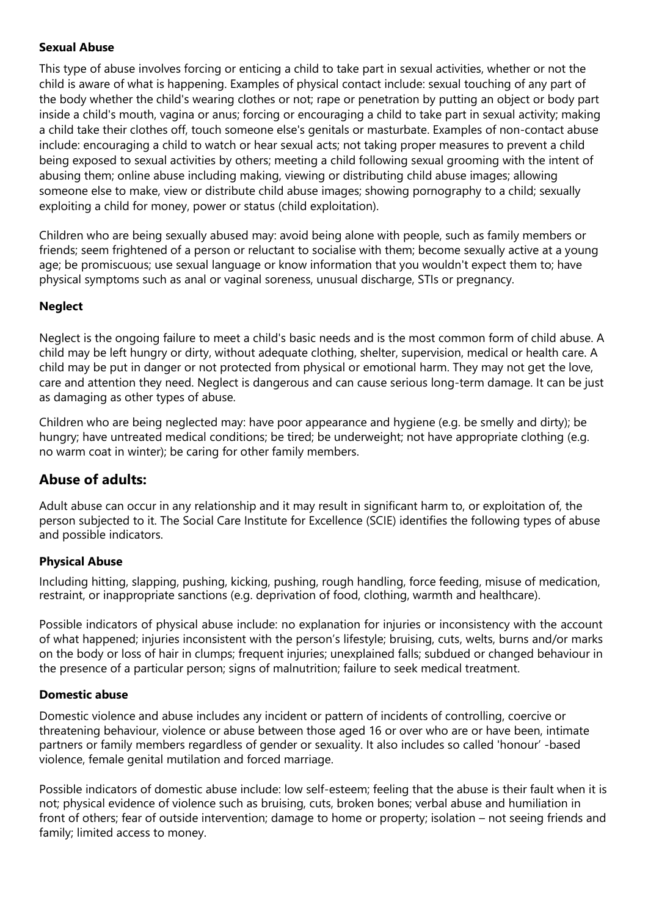### Sexual Abuse

This type of abuse involves forcing or enticing a child to take part in sexual activities, whether or not the child is aware of what is happening. Examples of physical contact include: sexual touching of any part of the body whether the child's wearing clothes or not; rape or penetration by putting an object or body part inside a child's mouth, vagina or anus; forcing or encouraging a child to take part in sexual activity; making a child take their clothes off, touch someone else's genitals or masturbate. Examples of non-contact abuse include: encouraging a child to watch or hear sexual acts; not taking proper measures to prevent a child being exposed to sexual activities by others; meeting a child following sexual grooming with the intent of abusing them; online abuse including making, viewing or distributing child abuse images; allowing someone else to make, view or distribute child abuse images; showing pornography to a child; sexually exploiting a child for money, power or status (child exploitation).

Children who are being sexually abused may: avoid being alone with people, such as family members or friends; seem frightened of a person or reluctant to socialise with them; become sexually active at a young age; be promiscuous; use sexual language or know information that you wouldn't expect them to; have physical symptoms such as anal or vaginal soreness, unusual discharge, STIs or pregnancy.

### Neglect

Neglect is the ongoing failure to meet a child's basic needs and is the most common form of child abuse. A child may be left hungry or dirty, without adequate clothing, shelter, supervision, medical or health care. A child may be put in danger or not protected from physical or emotional harm. They may not get the love, care and attention they need. Neglect is dangerous and can cause serious long-term damage. It can be just as damaging as other types of abuse.

Children who are being neglected may: have poor appearance and hygiene (e.g. be smelly and dirty); be hungry; have untreated medical conditions; be tired; be underweight; not have appropriate clothing (e.g. no warm coat in winter); be caring for other family members.

## Abuse of adults:

Adult abuse can occur in any relationship and it may result in significant harm to, or exploitation of, the person subjected to it. The Social Care Institute for Excellence (SCIE) identifies the following types of abuse and possible indicators.

### Physical Abuse

Including hitting, slapping, pushing, kicking, pushing, rough handling, force feeding, misuse of medication, restraint, or inappropriate sanctions (e.g. deprivation of food, clothing, warmth and healthcare).

Possible indicators of physical abuse include: no explanation for injuries or inconsistency with the account of what happened; injuries inconsistent with the person's lifestyle; bruising, cuts, welts, burns and/or marks on the body or loss of hair in clumps; frequent injuries; unexplained falls; subdued or changed behaviour in the presence of a particular person; signs of malnutrition; failure to seek medical treatment.

### Domestic abuse

Domestic violence and abuse includes any incident or pattern of incidents of controlling, coercive or threatening behaviour, violence or abuse between those aged 16 or over who are or have been, intimate partners or family members regardless of gender or sexuality. It also includes so called 'honour' -based violence, female genital mutilation and forced marriage.

Possible indicators of domestic abuse include: low self-esteem; feeling that the abuse is their fault when it is not; physical evidence of violence such as bruising, cuts, broken bones; verbal abuse and humiliation in front of others; fear of outside intervention; damage to home or property; isolation – not seeing friends and family; limited access to money.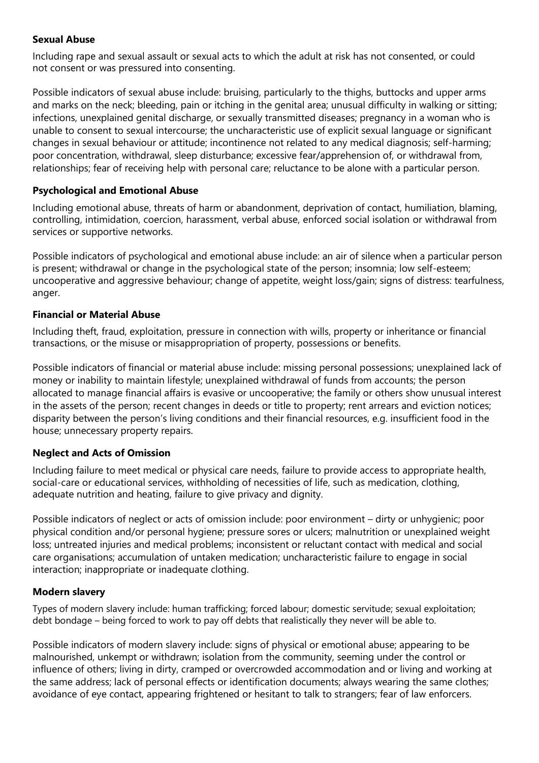### Sexual Abuse

Including rape and sexual assault or sexual acts to which the adult at risk has not consented, or could not consent or was pressured into consenting.

Possible indicators of sexual abuse include: bruising, particularly to the thighs, buttocks and upper arms and marks on the neck; bleeding, pain or itching in the genital area; unusual difficulty in walking or sitting; infections, unexplained genital discharge, or sexually transmitted diseases; pregnancy in a woman who is unable to consent to sexual intercourse; the uncharacteristic use of explicit sexual language or significant changes in sexual behaviour or attitude; incontinence not related to any medical diagnosis; self-harming; poor concentration, withdrawal, sleep disturbance; excessive fear/apprehension of, or withdrawal from, relationships; fear of receiving help with personal care; reluctance to be alone with a particular person.

### Psychological and Emotional Abuse

Including emotional abuse, threats of harm or abandonment, deprivation of contact, humiliation, blaming, controlling, intimidation, coercion, harassment, verbal abuse, enforced social isolation or withdrawal from services or supportive networks.

Possible indicators of psychological and emotional abuse include: an air of silence when a particular person is present; withdrawal or change in the psychological state of the person; insomnia; low self-esteem; uncooperative and aggressive behaviour; change of appetite, weight loss/gain; signs of distress: tearfulness, anger.

### Financial or Material Abuse

Including theft, fraud, exploitation, pressure in connection with wills, property or inheritance or financial transactions, or the misuse or misappropriation of property, possessions or benefits.

Possible indicators of financial or material abuse include: missing personal possessions; unexplained lack of money or inability to maintain lifestyle; unexplained withdrawal of funds from accounts; the person allocated to manage financial affairs is evasive or uncooperative; the family or others show unusual interest in the assets of the person; recent changes in deeds or title to property; rent arrears and eviction notices; disparity between the person's living conditions and their financial resources, e.g. insufficient food in the house; unnecessary property repairs.

### Neglect and Acts of Omission

Including failure to meet medical or physical care needs, failure to provide access to appropriate health, social-care or educational services, withholding of necessities of life, such as medication, clothing, adequate nutrition and heating, failure to give privacy and dignity.

Possible indicators of neglect or acts of omission include: poor environment – dirty or unhygienic; poor physical condition and/or personal hygiene; pressure sores or ulcers; malnutrition or unexplained weight loss; untreated injuries and medical problems; inconsistent or reluctant contact with medical and social care organisations; accumulation of untaken medication; uncharacteristic failure to engage in social interaction; inappropriate or inadequate clothing.

### Modern slavery

Types of modern slavery include: human trafficking; forced labour; domestic servitude; sexual exploitation; debt bondage – being forced to work to pay off debts that realistically they never will be able to.

Possible indicators of modern slavery include: signs of physical or emotional abuse; appearing to be malnourished, unkempt or withdrawn; isolation from the community, seeming under the control or influence of others; living in dirty, cramped or overcrowded accommodation and or living and working at the same address; lack of personal effects or identification documents; always wearing the same clothes; avoidance of eye contact, appearing frightened or hesitant to talk to strangers; fear of law enforcers.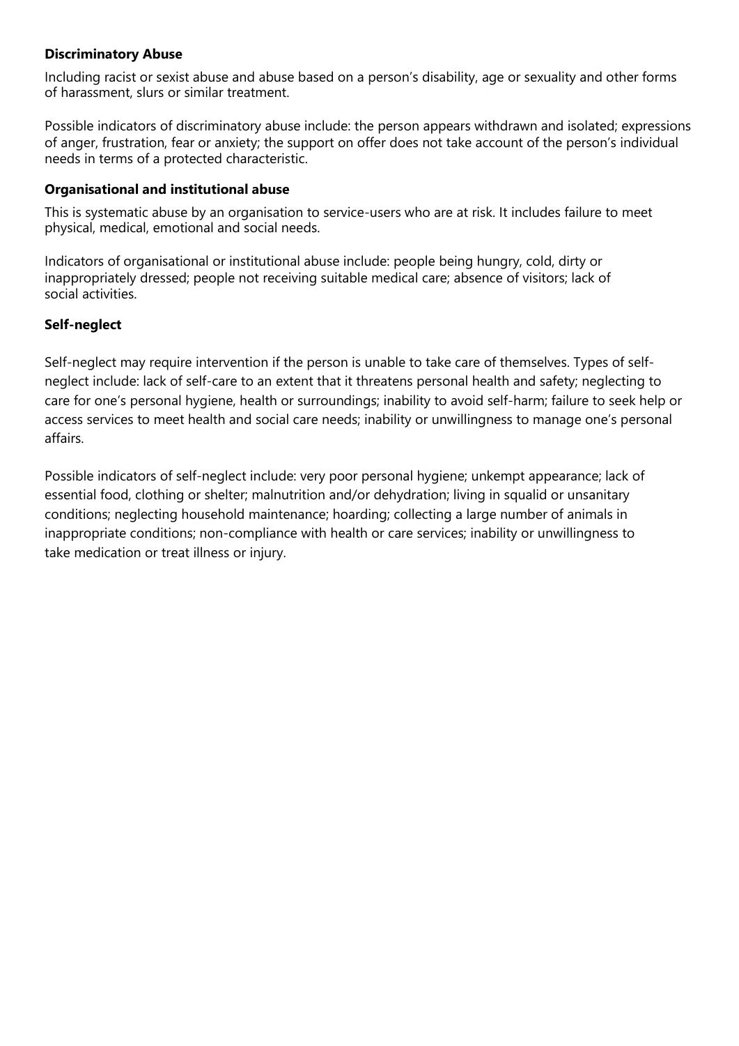**Discriminatory Abuse**

Including racist or sexist abuse and abuse based on a person's disability, age or sexuality and other forms of harassment, slurs or similar treatment.

Possible indicators of discriminatory abuse include: the person appears withdrawn and isolated; expressions of anger, frustration, fear or anxiety; the support on offer does not take account of the person's individual needs in terms of a protected characteristic.

**Organisational and institutional abuse**

This is systematic abuse by an organisation to service-users who are at risk. It includes failure to meet physical, medical, emotional and social needs.

Indicators of organisational or institutional abuse include: people being hungry, cold, dirty or inappropriately dressed; people not receiving suitable medical care; absence of visitors; lack of social activities.

**Self-neglect**

Self-neglect may require intervention if the person is unable to take care of themselves. Types of self-neglect include: lack of self-care to an extent that it threatens personal health and safety; neglecting to care for one's personal hygiene, health or surroundings; inability to avoid self-harm; failure to seek help or access services to meet health and social care needs; inability or unwillingness to manage one's personal affairs.

Possible indicators of self-neglect include: very poor personal hygiene; unkempt appearance; lack of essential food, clothing or shelter; malnutrition and/or dehydration; living in squalid or unsanitary conditions; neglecting household maintenance; hoarding; collecting a large number of animals in inappropriate conditions; non-compliance with health or care services; inability or unwillingness to take medication or treat illness or injury.